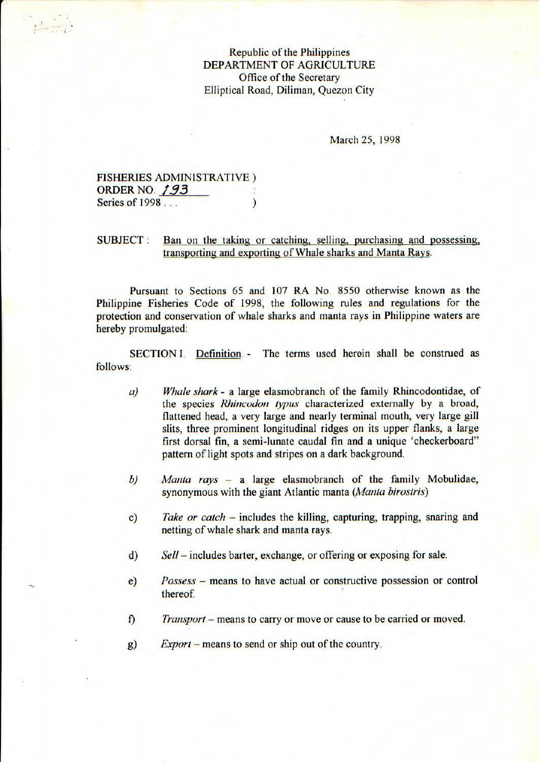Republic of the Philippines
DEPARTMENT OF AGRICULTURE
Office of the Secretary
Elliptical Road, Diliman, Quezon City

March 25, 1998

**FISHERIES ADMINISTRATIVE )**
**ORDER NO. 193 :**
**Series of 1998 . . . )**

SUBJECT : Ban on the taking or catching, selling, purchasing and possessing, transporting and exporting of Whale sharks and Manta Rays.

Pursuant to Sections 65 and 107 RA No. 8550 otherwise known as the Philippine Fisheries Code of 1998, the following rules and regulations for the protection and conservation of whale sharks and manta rays in Philippine waters are hereby promulgated:

SECTION I. Definition. - The terms used herein shall be construed as follows:

a) *Whale shark* - a large elasmobranch of the family Rhincodontidae, of the species *Rhincodon typus* characterized externally by a broad, flattened head, a very large and nearly terminal mouth, very large gill slits, three prominent longitudinal ridges on its upper flanks, a large first dorsal fin, a semi-lunate caudal fin and a unique 'checkerboard" pattern of light spots and stripes on a dark background.

b) *Manta rays* – a large elasmobranch of the family Mobulidae, synonymous with the giant Atlantic manta (*Manta birostris*)

c) *Take or catch* – includes the killing, capturing, trapping, snaring and netting of whale shark and manta rays.

d) *Sell* – includes barter, exchange, or offering or exposing for sale.

e) *Possess* – means to have actual or constructive possession or control thereof.

f) *Transport* – means to carry or move or cause to be carried or moved.

g) *Export* – means to send or ship out of the country.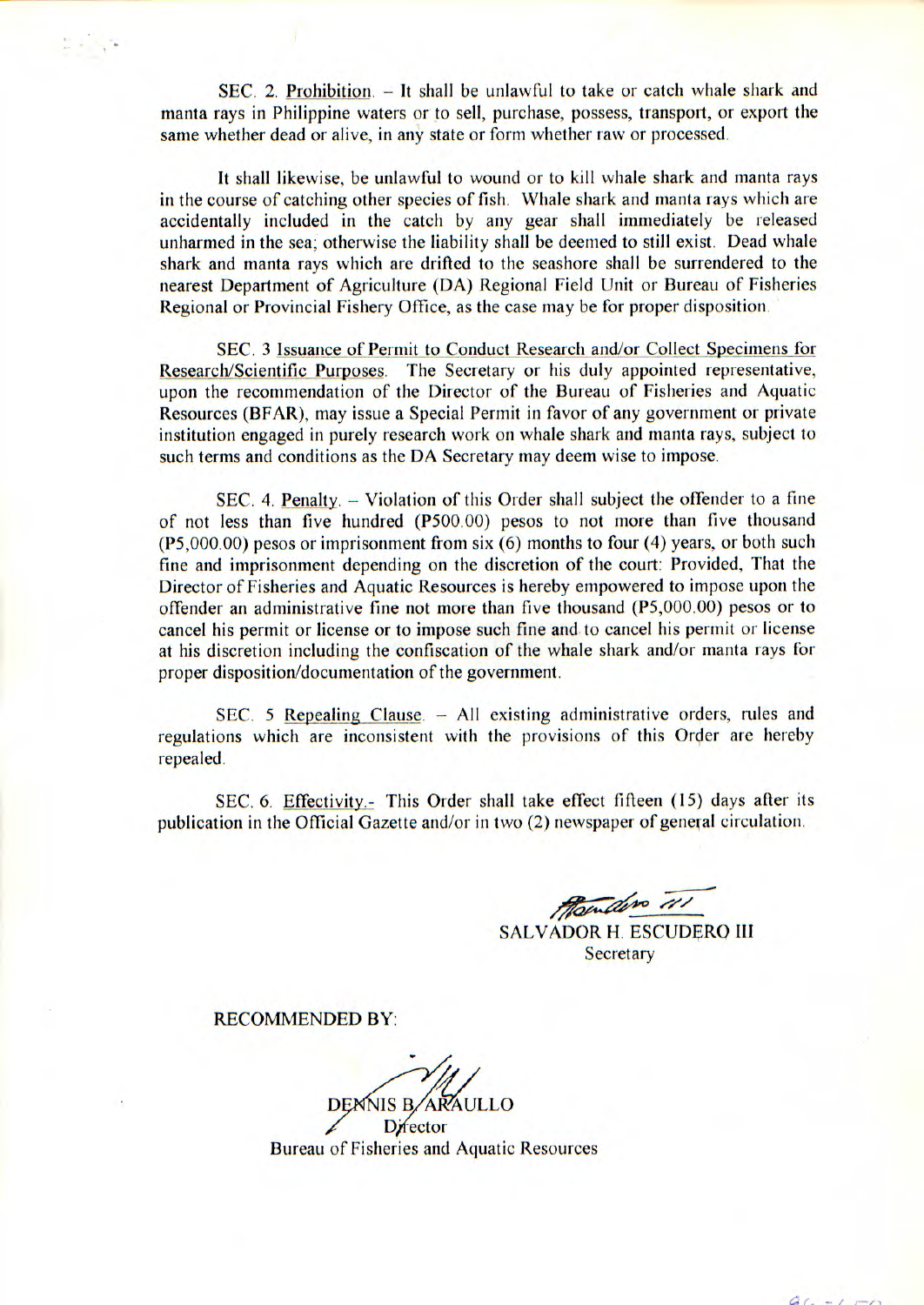SEC. 2. Prohibition. – It shall be unlawful to take or catch whale shark and manta rays in Philippine waters or to sell, purchase, possess, transport, or export the same whether dead or alive, in any state or form whether raw or processed.

It shall likewise, be unlawful to wound or to kill whale shark and manta rays in the course of catching other species of fish. Whale shark and manta rays which are accidentally included in the catch by any gear shall immediately be released unharmed in the sea; otherwise the liability shall be deemed to still exist. Dead whale shark and manta rays which are drifted to the seashore shall be surrendered to the nearest Department of Agriculture (DA) Regional Field Unit or Bureau of Fisheries Regional or Provincial Fishery Office, as the case may be for proper disposition.

SEC. 3 Issuance of Permit to Conduct Research and/or Collect Specimens for Research/Scientific Purposes. The Secretary or his duly appointed representative, upon the recommendation of the Director of the Bureau of Fisheries and Aquatic Resources (BFAR), may issue a Special Permit in favor of any government or private institution engaged in purely research work on whale shark and manta rays, subject to such terms and conditions as the DA Secretary may deem wise to impose.

SEC. 4. Penalty. – Violation of this Order shall subject the offender to a fine of not less than five hundred (P500.00) pesos to not more than five thousand (P5,000.00) pesos or imprisonment from six (6) months to four (4) years, or both such fine and imprisonment depending on the discretion of the court: Provided, That the Director of Fisheries and Aquatic Resources is hereby empowered to impose upon the offender an administrative fine not more than five thousand (P5,000.00) pesos or to cancel his permit or license or to impose such fine and to cancel his permit or license at his discretion including the confiscation of the whale shark and/or manta rays for proper disposition/documentation of the government.

SEC. 5 Repealing Clause. – All existing administrative orders, rules and regulations which are inconsistent with the provisions of this Order are hereby repealed.

SEC. 6. Effectivity.- This Order shall take effect fifteen (15) days after its publication in the Official Gazette and/or in two (2) newspaper of general circulation.

SALVADOR H. ESCUDERO III
Secretary

RECOMMENDED BY:

DENNIS B. ARAULLO
Director
Bureau of Fisheries and Aquatic Resources